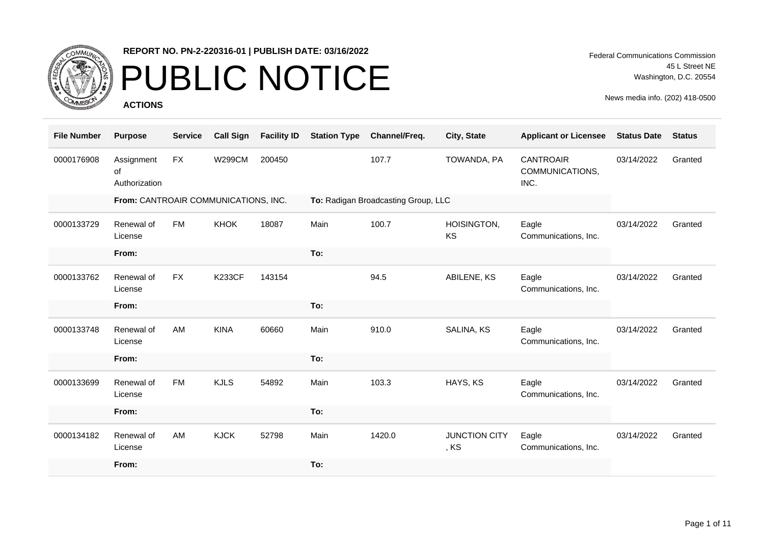**REPORT NO. PN-2-220316-01 | PUBLISH DATE: 03/16/2022**

# PUBLIC NOTICE

**ACTIONS**

Federal Communications Commission
45 L Street NE
Washington, D.C. 20554

News media info. (202) 418-0500

| File Number | Purpose | Service | Call Sign | Facility ID | Station Type | Channel/Freq. | City, State | Applicant or Licensee | Status Date | Status |
|---|---|---|---|---|---|---|---|---|---|---|
| 0000176908 | Assignment of Authorization | FX | W299CM | 200450 | | 107.7 | TOWANDA, PA | CANTROAIR COMMUNICATIONS, INC. | 03/14/2022 | Granted |
| | **From:** CANTROAIR COMMUNICATIONS, INC. | | | | **To:** Radigan Broadcasting Group, LLC | | | | | |
| 0000133729 | Renewal of License | FM | KHOK | 18087 | Main | 100.7 | HOISINGTON, KS | Eagle Communications, Inc. | 03/14/2022 | Granted |
| | **From:** | | | | **To:** | | | | | |
| 0000133762 | Renewal of License | FX | K233CF | 143154 | | 94.5 | ABILENE, KS | Eagle Communications, Inc. | 03/14/2022 | Granted |
| | **From:** | | | | **To:** | | | | | |
| 0000133748 | Renewal of License | AM | KINA | 60660 | Main | 910.0 | SALINA, KS | Eagle Communications, Inc. | 03/14/2022 | Granted |
| | **From:** | | | | **To:** | | | | | |
| 0000133699 | Renewal of License | FM | KJLS | 54892 | Main | 103.3 | HAYS, KS | Eagle Communications, Inc. | 03/14/2022 | Granted |
| | **From:** | | | | **To:** | | | | | |
| 0000134182 | Renewal of License | AM | KJCK | 52798 | Main | 1420.0 | JUNCTION CITY , KS | Eagle Communications, Inc. | 03/14/2022 | Granted |
| | **From:** | | | | **To:** | | | | | |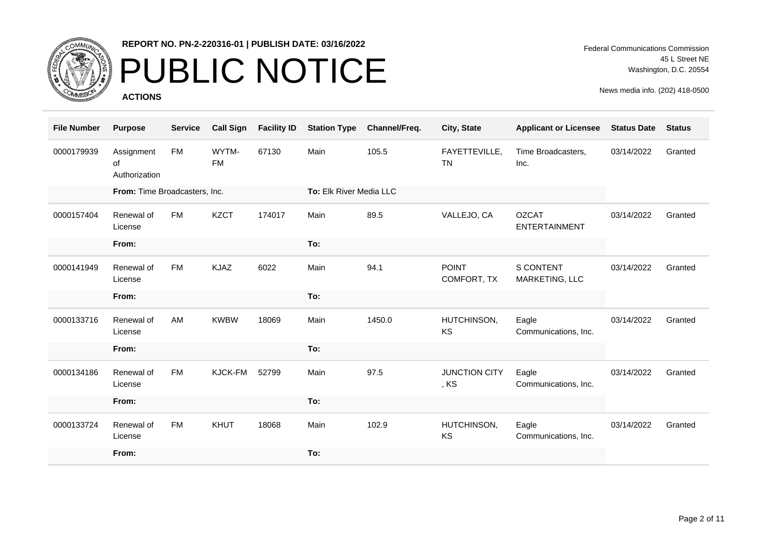**REPORT NO. PN-2-220316-01 | PUBLISH DATE: 03/16/2022**

# PUBLIC NOTICE

**ACTIONS**

Federal Communications Commission
45 L Street NE
Washington, D.C. 20554

News media info. (202) 418-0500

| File Number | Purpose | Service | Call Sign | Facility ID | Station Type | Channel/Freq. | City, State | Applicant or Licensee | Status Date | Status |
|---|---|---|---|---|---|---|---|---|---|---|
| 0000179939 | Assignment of Authorization | FM | WYTM-FM | 67130 | Main | 105.5 | FAYETTEVILLE, TN | Time Broadcasters, Inc. | 03/14/2022 | Granted |
| | **From:** Time Broadcasters, Inc. | | | | **To:** Elk River Media LLC | | | | | |
| 0000157404 | Renewal of License | FM | KZCT | 174017 | Main | 89.5 | VALLEJO, CA | OZCAT ENTERTAINMENT | 03/14/2022 | Granted |
| | **From:** | | | | **To:** | | | | | |
| 0000141949 | Renewal of License | FM | KJAZ | 6022 | Main | 94.1 | POINT COMFORT, TX | S CONTENT MARKETING, LLC | 03/14/2022 | Granted |
| | **From:** | | | | **To:** | | | | | |
| 0000133716 | Renewal of License | AM | KWBW | 18069 | Main | 1450.0 | HUTCHINSON, KS | Eagle Communications, Inc. | 03/14/2022 | Granted |
| | **From:** | | | | **To:** | | | | | |
| 0000134186 | Renewal of License | FM | KJCK-FM | 52799 | Main | 97.5 | JUNCTION CITY , KS | Eagle Communications, Inc. | 03/14/2022 | Granted |
| | **From:** | | | | **To:** | | | | | |
| 0000133724 | Renewal of License | FM | KHUT | 18068 | Main | 102.9 | HUTCHINSON, KS | Eagle Communications, Inc. | 03/14/2022 | Granted |
| | **From:** | | | | **To:** | | | | | |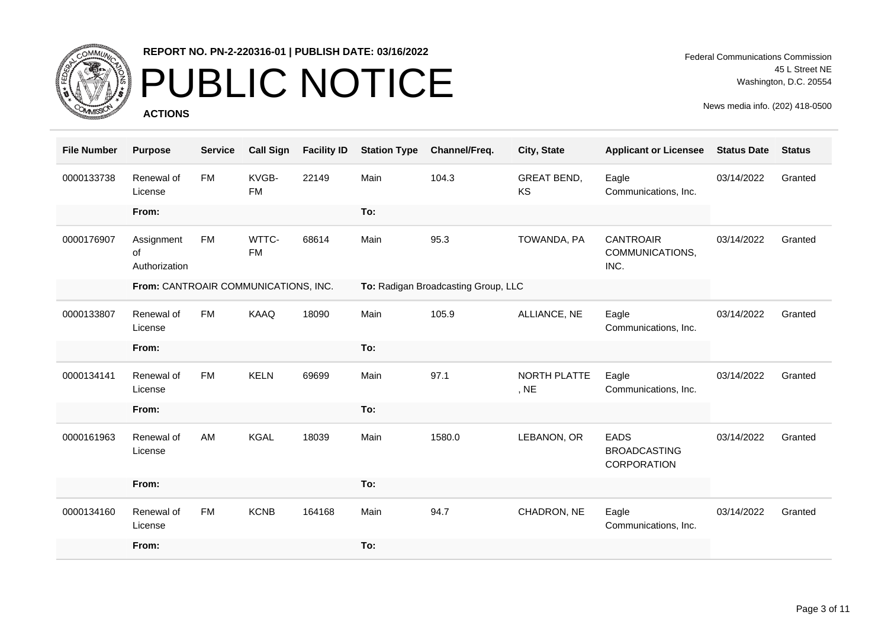**REPORT NO. PN-2-220316-01 | PUBLISH DATE: 03/16/2022**

# PUBLIC NOTICE

**ACTIONS**

Federal Communications Commission
45 L Street NE
Washington, D.C. 20554

News media info. (202) 418-0500

| File Number | Purpose | Service | Call Sign | Facility ID | Station Type | Channel/Freq. | City, State | Applicant or Licensee | Status Date | Status |
|---|---|---|---|---|---|---|---|---|---|---|
| 0000133738 | Renewal of License | FM | KVGB-FM | 22149 | Main | 104.3 | GREAT BEND, KS | Eagle Communications, Inc. | 03/14/2022 | Granted |
| | **From:** | | | | **To:** | | | | | |
| 0000176907 | Assignment of Authorization | FM | WTTC-FM | 68614 | Main | 95.3 | TOWANDA, PA | CANTROAIR COMMUNICATIONS, INC. | 03/14/2022 | Granted |
| | **From:** CANTROAIR COMMUNICATIONS, INC. | | | | **To:** Radigan Broadcasting Group, LLC | | | | | |
| 0000133807 | Renewal of License | FM | KAAQ | 18090 | Main | 105.9 | ALLIANCE, NE | Eagle Communications, Inc. | 03/14/2022 | Granted |
| | **From:** | | | | **To:** | | | | | |
| 0000134141 | Renewal of License | FM | KELN | 69699 | Main | 97.1 | NORTH PLATTE , NE | Eagle Communications, Inc. | 03/14/2022 | Granted |
| | **From:** | | | | **To:** | | | | | |
| 0000161963 | Renewal of License | AM | KGAL | 18039 | Main | 1580.0 | LEBANON, OR | EADS BROADCASTING CORPORATION | 03/14/2022 | Granted |
| | **From:** | | | | **To:** | | | | | |
| 0000134160 | Renewal of License | FM | KCNB | 164168 | Main | 94.7 | CHADRON, NE | Eagle Communications, Inc. | 03/14/2022 | Granted |
| | **From:** | | | | **To:** | | | | | |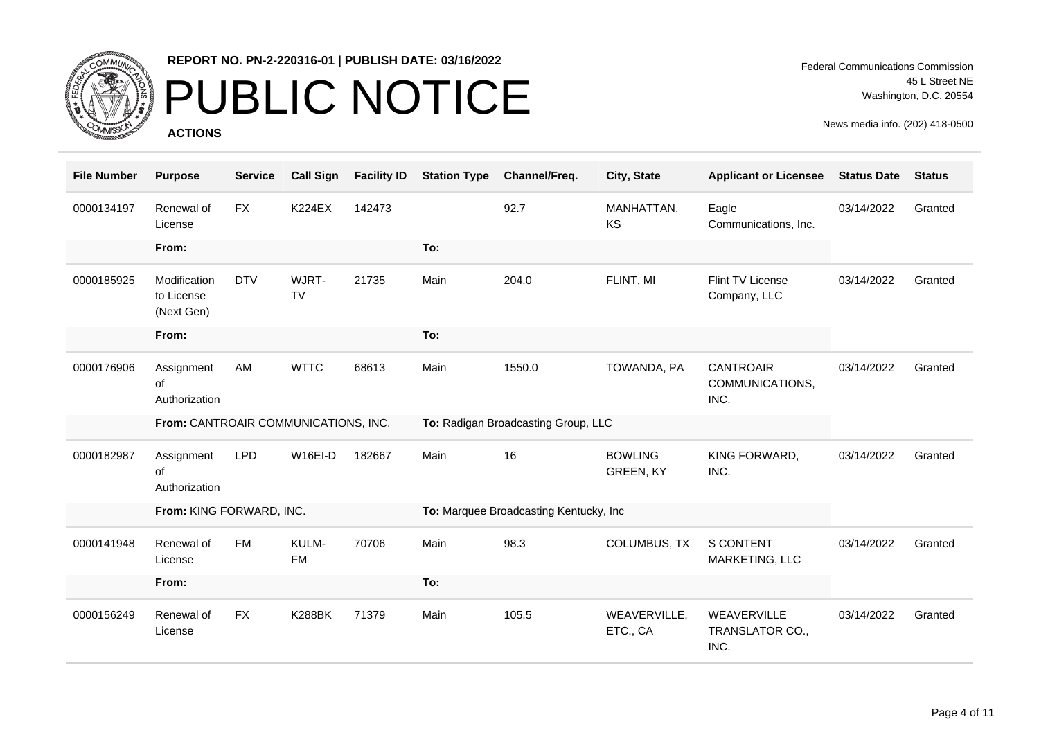REPORT NO. PN-2-220316-01 | PUBLISH DATE: 03/16/2022

# PUBLIC NOTICE

**ACTIONS**

Federal Communications Commission
45 L Street NE
Washington, D.C. 20554

News media info. (202) 418-0500

| File Number | Purpose | Service | Call Sign | Facility ID | Station Type | Channel/Freq. | City, State | Applicant or Licensee | Status Date | Status |
|---|---|---|---|---|---|---|---|---|---|---|
| 0000134197 | Renewal of License | FX | K224EX | 142473 | | 92.7 | MANHATTAN, KS | Eagle Communications, Inc. | 03/14/2022 | Granted |
| | **From:** | | | | **To:** | | | | | |
| 0000185925 | Modification to License (Next Gen) | DTV | WJRT-TV | 21735 | Main | 204.0 | FLINT, MI | Flint TV License Company, LLC | 03/14/2022 | Granted |
| | **From:** | | | | **To:** | | | | | |
| 0000176906 | Assignment of Authorization | AM | WTTC | 68613 | Main | 1550.0 | TOWANDA, PA | CANTROAIR COMMUNICATIONS, INC. | 03/14/2022 | Granted |
| | **From:** CANTROAIR COMMUNICATIONS, INC. | | | | **To:** Radigan Broadcasting Group, LLC | | | | | |
| 0000182987 | Assignment of Authorization | LPD | W16EI-D | 182667 | Main | 16 | BOWLING GREEN, KY | KING FORWARD, INC. | 03/14/2022 | Granted |
| | **From:** KING FORWARD, INC. | | | | **To:** Marquee Broadcasting Kentucky, Inc | | | | | |
| 0000141948 | Renewal of License | FM | KULM-FM | 70706 | Main | 98.3 | COLUMBUS, TX | S CONTENT MARKETING, LLC | 03/14/2022 | Granted |
| | **From:** | | | | **To:** | | | | | |
| 0000156249 | Renewal of License | FX | K288BK | 71379 | Main | 105.5 | WEAVERVILLE, ETC., CA | WEAVERVILLE TRANSLATOR CO., INC. | 03/14/2022 | Granted |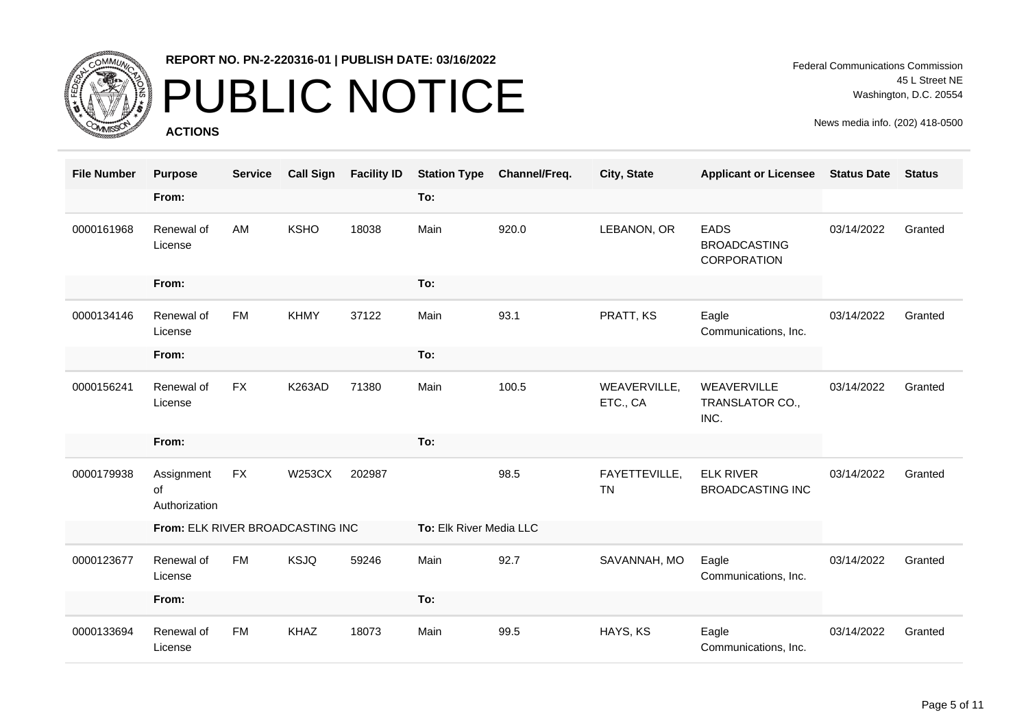REPORT NO. PN-2-220316-01 | PUBLISH DATE: 03/16/2022

# PUBLIC NOTICE

**ACTIONS**

Federal Communications Commission
45 L Street NE
Washington, D.C. 20554

News media info. (202) 418-0500

| File Number | Purpose | Service | Call Sign | Facility ID | Station Type | Channel/Freq. | City, State | Applicant or Licensee | Status Date | Status |
|---|---|---|---|---|---|---|---|---|---|---|
| | From: | | | | To: | | | | | |
| 0000161968 | Renewal of License | AM | KSHO | 18038 | Main | 920.0 | LEBANON, OR | EADS BROADCASTING CORPORATION | 03/14/2022 | Granted |
| | From: | | | | To: | | | | | |
| 0000134146 | Renewal of License | FM | KHMY | 37122 | Main | 93.1 | PRATT, KS | Eagle Communications, Inc. | 03/14/2022 | Granted |
| | From: | | | | To: | | | | | |
| 0000156241 | Renewal of License | FX | K263AD | 71380 | Main | 100.5 | WEAVERVILLE, ETC., CA | WEAVERVILLE TRANSLATOR CO., INC. | 03/14/2022 | Granted |
| | From: | | | | To: | | | | | |
| 0000179938 | Assignment of Authorization | FX | W253CX | 202987 | | 98.5 | FAYETTEVILLE, TN | ELK RIVER BROADCASTING INC | 03/14/2022 | Granted |
| | From: ELK RIVER BROADCASTING INC | | | | To: Elk River Media LLC | | | | | |
| 0000123677 | Renewal of License | FM | KSJQ | 59246 | Main | 92.7 | SAVANNAH, MO | Eagle Communications, Inc. | 03/14/2022 | Granted |
| | From: | | | | To: | | | | | |
| 0000133694 | Renewal of License | FM | KHAZ | 18073 | Main | 99.5 | HAYS, KS | Eagle Communications, Inc. | 03/14/2022 | Granted |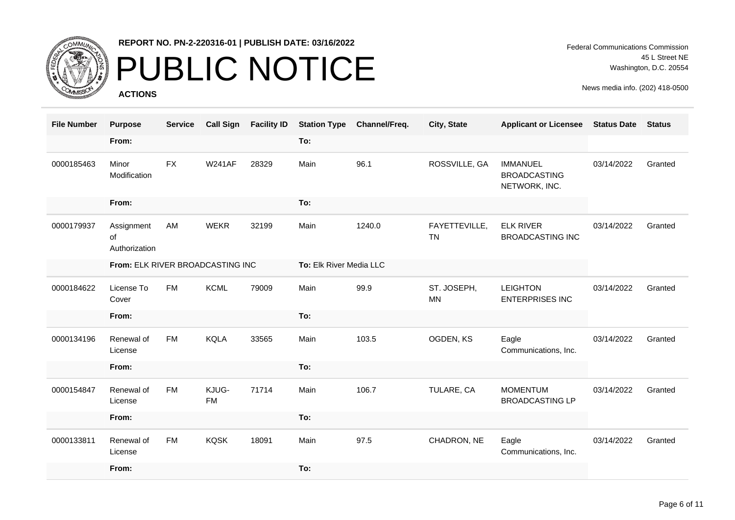REPORT NO. PN-2-220316-01 | PUBLISH DATE: 03/16/2022

# PUBLIC NOTICE

**ACTIONS**

Federal Communications Commission
45 L Street NE
Washington, D.C. 20554

News media info. (202) 418-0500

| File Number | Purpose | Service | Call Sign | Facility ID | Station Type | Channel/Freq. | City, State | Applicant or Licensee | Status Date | Status |
|---|---|---|---|---|---|---|---|---|---|---|
| | From: | | | | To: | | | | | |
| 0000185463 | Minor Modification | FX | W241AF | 28329 | Main | 96.1 | ROSSVILLE, GA | IMMANUEL BROADCASTING NETWORK, INC. | 03/14/2022 | Granted |
| | From: | | | | To: | | | | | |
| 0000179937 | Assignment of Authorization | AM | WEKR | 32199 | Main | 1240.0 | FAYETTEVILLE, TN | ELK RIVER BROADCASTING INC | 03/14/2022 | Granted |
| | From: ELK RIVER BROADCASTING INC | | | | To: Elk River Media LLC | | | | | |
| 0000184622 | License To Cover | FM | KCML | 79009 | Main | 99.9 | ST. JOSEPH, MN | LEIGHTON ENTERPRISES INC | 03/14/2022 | Granted |
| | From: | | | | To: | | | | | |
| 0000134196 | Renewal of License | FM | KQLA | 33565 | Main | 103.5 | OGDEN, KS | Eagle Communications, Inc. | 03/14/2022 | Granted |
| | From: | | | | To: | | | | | |
| 0000154847 | Renewal of License | FM | KJUG-FM | 71714 | Main | 106.7 | TULARE, CA | MOMENTUM BROADCASTING LP | 03/14/2022 | Granted |
| | From: | | | | To: | | | | | |
| 0000133811 | Renewal of License | FM | KQSK | 18091 | Main | 97.5 | CHADRON, NE | Eagle Communications, Inc. | 03/14/2022 | Granted |
| | From: | | | | To: | | | | | |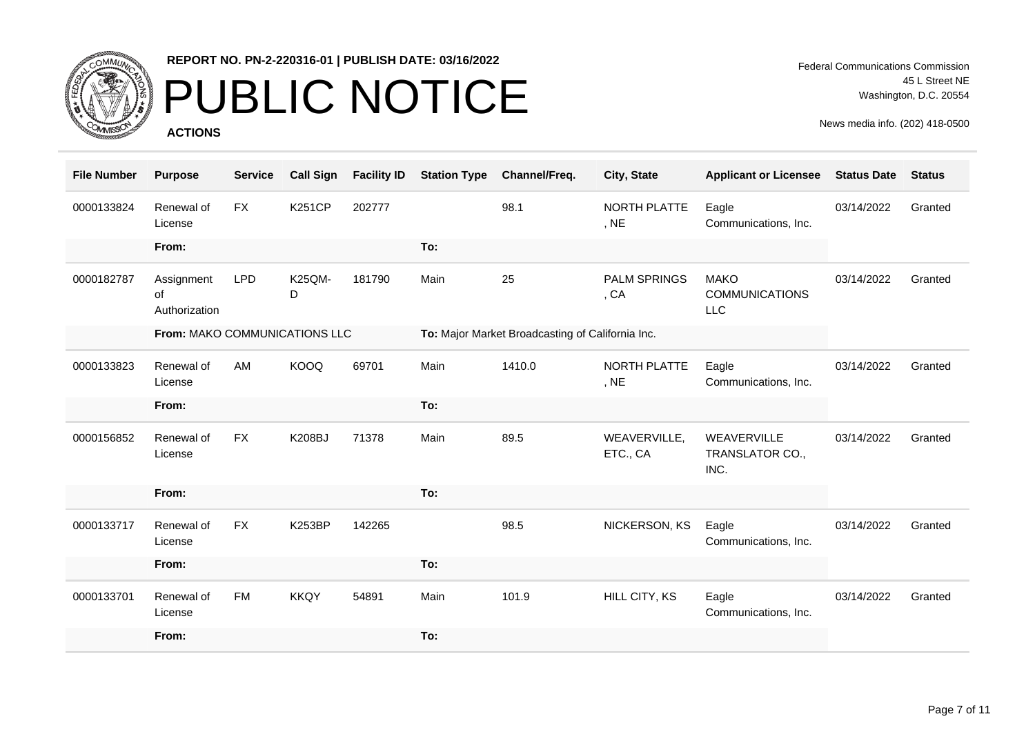**REPORT NO. PN-2-220316-01 | PUBLISH DATE: 03/16/2022**

# PUBLIC NOTICE

**ACTIONS**

Federal Communications Commission
45 L Street NE
Washington, D.C. 20554

News media info. (202) 418-0500

| File Number | Purpose | Service | Call Sign | Facility ID | Station Type | Channel/Freq. | City, State | Applicant or Licensee | Status Date | Status |
|---|---|---|---|---|---|---|---|---|---|---|
| 0000133824 | Renewal of License | FX | K251CP | 202777 | | 98.1 | NORTH PLATTE , NE | Eagle Communications, Inc. | 03/14/2022 | Granted |
| | **From:** | | | | **To:** | | | | | |
| 0000182787 | Assignment of Authorization | LPD | K25QM-D | 181790 | Main | 25 | PALM SPRINGS , CA | MAKO COMMUNICATIONS LLC | 03/14/2022 | Granted |
| | **From:** MAKO COMMUNICATIONS LLC | | | | **To:** Major Market Broadcasting of California Inc. | | | | | |
| 0000133823 | Renewal of License | AM | KOOQ | 69701 | Main | 1410.0 | NORTH PLATTE , NE | Eagle Communications, Inc. | 03/14/2022 | Granted |
| | **From:** | | | | **To:** | | | | | |
| 0000156852 | Renewal of License | FX | K208BJ | 71378 | Main | 89.5 | WEAVERVILLE, ETC., CA | WEAVERVILLE TRANSLATOR CO., INC. | 03/14/2022 | Granted |
| | **From:** | | | | **To:** | | | | | |
| 0000133717 | Renewal of License | FX | K253BP | 142265 | | 98.5 | NICKERSON, KS | Eagle Communications, Inc. | 03/14/2022 | Granted |
| | **From:** | | | | **To:** | | | | | |
| 0000133701 | Renewal of License | FM | KKQY | 54891 | Main | 101.9 | HILL CITY, KS | Eagle Communications, Inc. | 03/14/2022 | Granted |
| | **From:** | | | | **To:** | | | | | |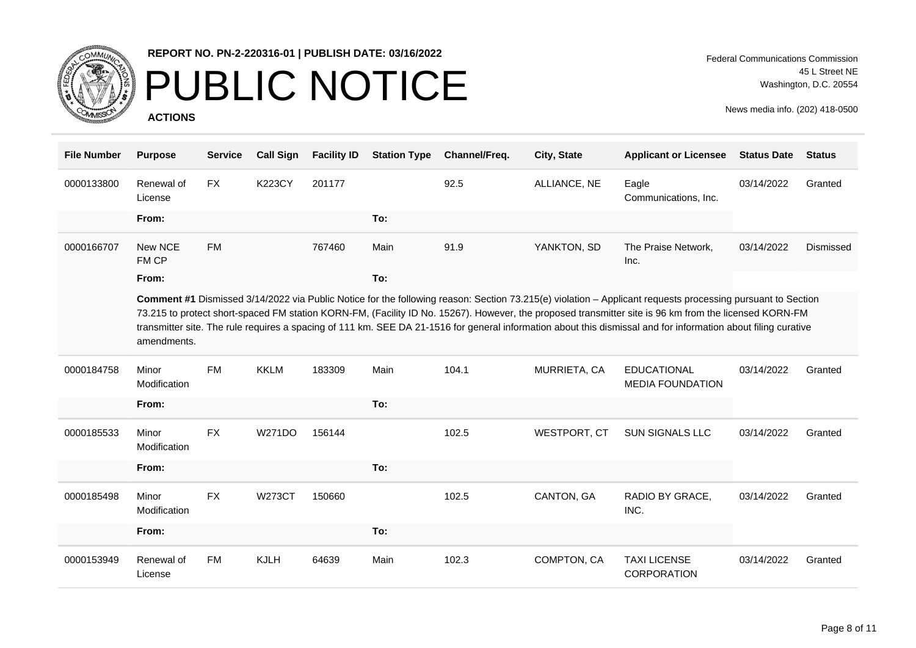REPORT NO. PN-2-220316-01 | PUBLISH DATE: 03/16/2022

# PUBLIC NOTICE

**ACTIONS**

Federal Communications Commission
45 L Street NE
Washington, D.C. 20554

News media info. (202) 418-0500

| File Number | Purpose | Service | Call Sign | Facility ID | Station Type | Channel/Freq. | City, State | Applicant or Licensee | Status Date | Status |
|---|---|---|---|---|---|---|---|---|---|---|
| 0000133800 | Renewal of License | FX | K223CY | 201177 | | 92.5 | ALLIANCE, NE | Eagle Communications, Inc. | 03/14/2022 | Granted |
| | **From:** | | | | **To:** | | | | | |
| 0000166707 | New NCE FM CP | FM | | 767460 | Main | 91.9 | YANKTON, SD | The Praise Network, Inc. | 03/14/2022 | Dismissed |
| | **From:** | | | | **To:** | | | | | |
| | **Comment #1** Dismissed 3/14/2022 via Public Notice for the following reason: Section 73.215(e) violation – Applicant requests processing pursuant to Section 73.215 to protect short-spaced FM station KORN-FM, (Facility ID No. 15267). However, the proposed transmitter site is 96 km from the licensed KORN-FM transmitter site. The rule requires a spacing of 111 km. SEE DA 21-1516 for general information about this dismissal and for information about filing curative amendments. | | | | | | | | | |
| 0000184758 | Minor Modification | FM | KKLM | 183309 | Main | 104.1 | MURRIETA, CA | EDUCATIONAL MEDIA FOUNDATION | 03/14/2022 | Granted |
| | **From:** | | | | **To:** | | | | | |
| 0000185533 | Minor Modification | FX | W271DO | 156144 | | 102.5 | WESTPORT, CT | SUN SIGNALS LLC | 03/14/2022 | Granted |
| | **From:** | | | | **To:** | | | | | |
| 0000185498 | Minor Modification | FX | W273CT | 150660 | | 102.5 | CANTON, GA | RADIO BY GRACE, INC. | 03/14/2022 | Granted |
| | **From:** | | | | **To:** | | | | | |
| 0000153949 | Renewal of License | FM | KJLH | 64639 | Main | 102.3 | COMPTON, CA | TAXI LICENSE CORPORATION | 03/14/2022 | Granted |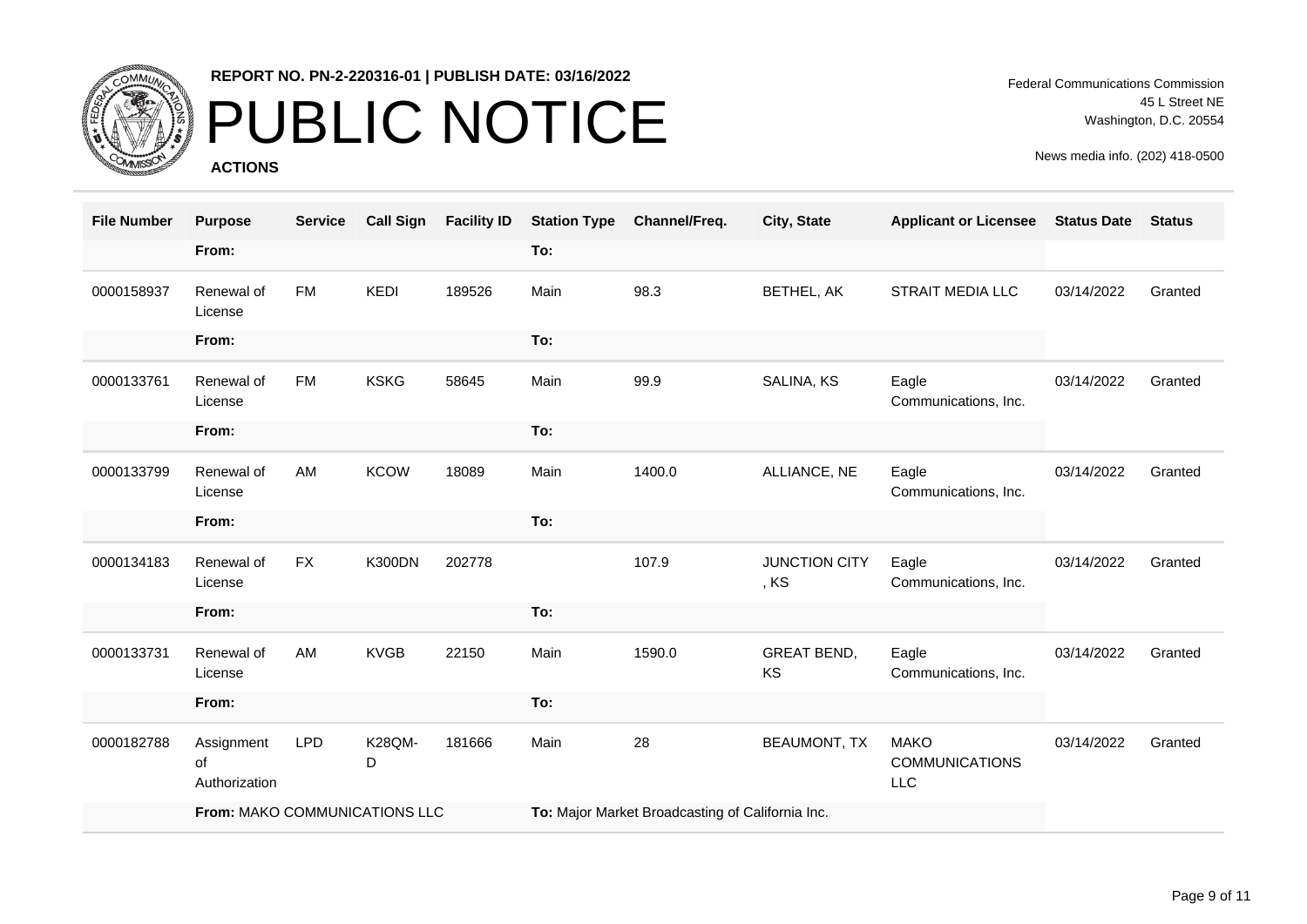REPORT NO. PN-2-220316-01 | PUBLISH DATE: 03/16/2022

# PUBLIC NOTICE

**ACTIONS**

Federal Communications Commission
45 L Street NE
Washington, D.C. 20554

News media info. (202) 418-0500

| File Number | Purpose | Service | Call Sign | Facility ID | Station Type | Channel/Freq. | City, State | Applicant or Licensee | Status Date | Status |
|---|---|---|---|---|---|---|---|---|---|---|
| | From: | | | | To: | | | | | |
| 0000158937 | Renewal of License | FM | KEDI | 189526 | Main | 98.3 | BETHEL, AK | STRAIT MEDIA LLC | 03/14/2022 | Granted |
| | From: | | | | To: | | | | | |
| 0000133761 | Renewal of License | FM | KSKG | 58645 | Main | 99.9 | SALINA, KS | Eagle Communications, Inc. | 03/14/2022 | Granted |
| | From: | | | | To: | | | | | |
| 0000133799 | Renewal of License | AM | KCOW | 18089 | Main | 1400.0 | ALLIANCE, NE | Eagle Communications, Inc. | 03/14/2022 | Granted |
| | From: | | | | To: | | | | | |
| 0000134183 | Renewal of License | FX | K300DN | 202778 | | 107.9 | JUNCTION CITY , KS | Eagle Communications, Inc. | 03/14/2022 | Granted |
| | From: | | | | To: | | | | | |
| 0000133731 | Renewal of License | AM | KVGB | 22150 | Main | 1590.0 | GREAT BEND, KS | Eagle Communications, Inc. | 03/14/2022 | Granted |
| | From: | | | | To: | | | | | |
| 0000182788 | Assignment of Authorization | LPD | K28QM-D | 181666 | Main | 28 | BEAUMONT, TX | MAKO COMMUNICATIONS LLC | 03/14/2022 | Granted |
| | From: MAKO COMMUNICATIONS LLC | | | | To: Major Market Broadcasting of California Inc. | | | | | |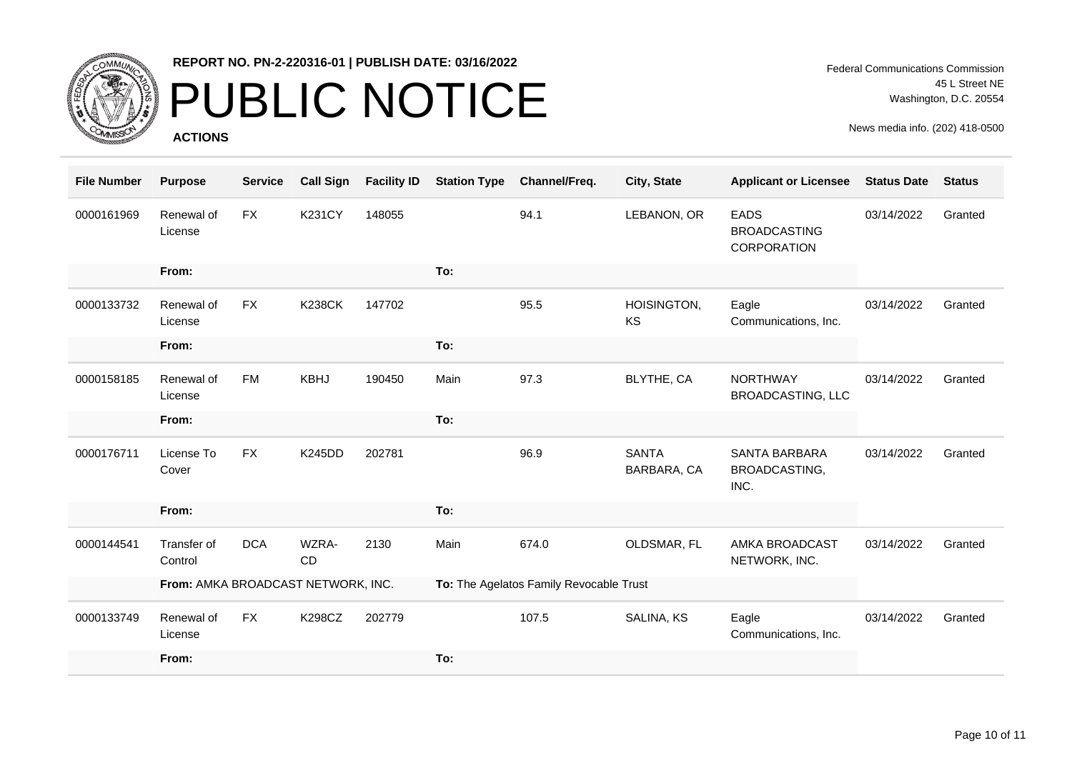REPORT NO. PN-2-220316-01 | PUBLISH DATE: 03/16/2022

# PUBLIC NOTICE

**ACTIONS**

Federal Communications Commission
45 L Street NE
Washington, D.C. 20554

News media info. (202) 418-0500

| File Number | Purpose | Service | Call Sign | Facility ID | Station Type | Channel/Freq. | City, State | Applicant or Licensee | Status Date | Status |
|---|---|---|---|---|---|---|---|---|---|---|
| 0000161969 | Renewal of License | FX | K231CY | 148055 | | 94.1 | LEBANON, OR | EADS BROADCASTING CORPORATION | 03/14/2022 | Granted |
| | **From:** | | | | **To:** | | | | | |
| 0000133732 | Renewal of License | FX | K238CK | 147702 | | 95.5 | HOISINGTON, KS | Eagle Communications, Inc. | 03/14/2022 | Granted |
| | **From:** | | | | **To:** | | | | | |
| 0000158185 | Renewal of License | FM | KBHJ | 190450 | Main | 97.3 | BLYTHE, CA | NORTHWAY BROADCASTING, LLC | 03/14/2022 | Granted |
| | **From:** | | | | **To:** | | | | | |
| 0000176711 | License To Cover | FX | K245DD | 202781 | | 96.9 | SANTA BARBARA, CA | SANTA BARBARA BROADCASTING, INC. | 03/14/2022 | Granted |
| | **From:** | | | | **To:** | | | | | |
| 0000144541 | Transfer of Control | DCA | WZRA-CD | 2130 | Main | 674.0 | OLDSMAR, FL | AMKA BROADCAST NETWORK, INC. | 03/14/2022 | Granted |
| | **From:** AMKA BROADCAST NETWORK, INC. | | | | **To:** The Agelatos Family Revocable Trust | | | | | |
| 0000133749 | Renewal of License | FX | K298CZ | 202779 | | 107.5 | SALINA, KS | Eagle Communications, Inc. | 03/14/2022 | Granted |
| | **From:** | | | | **To:** | | | | | |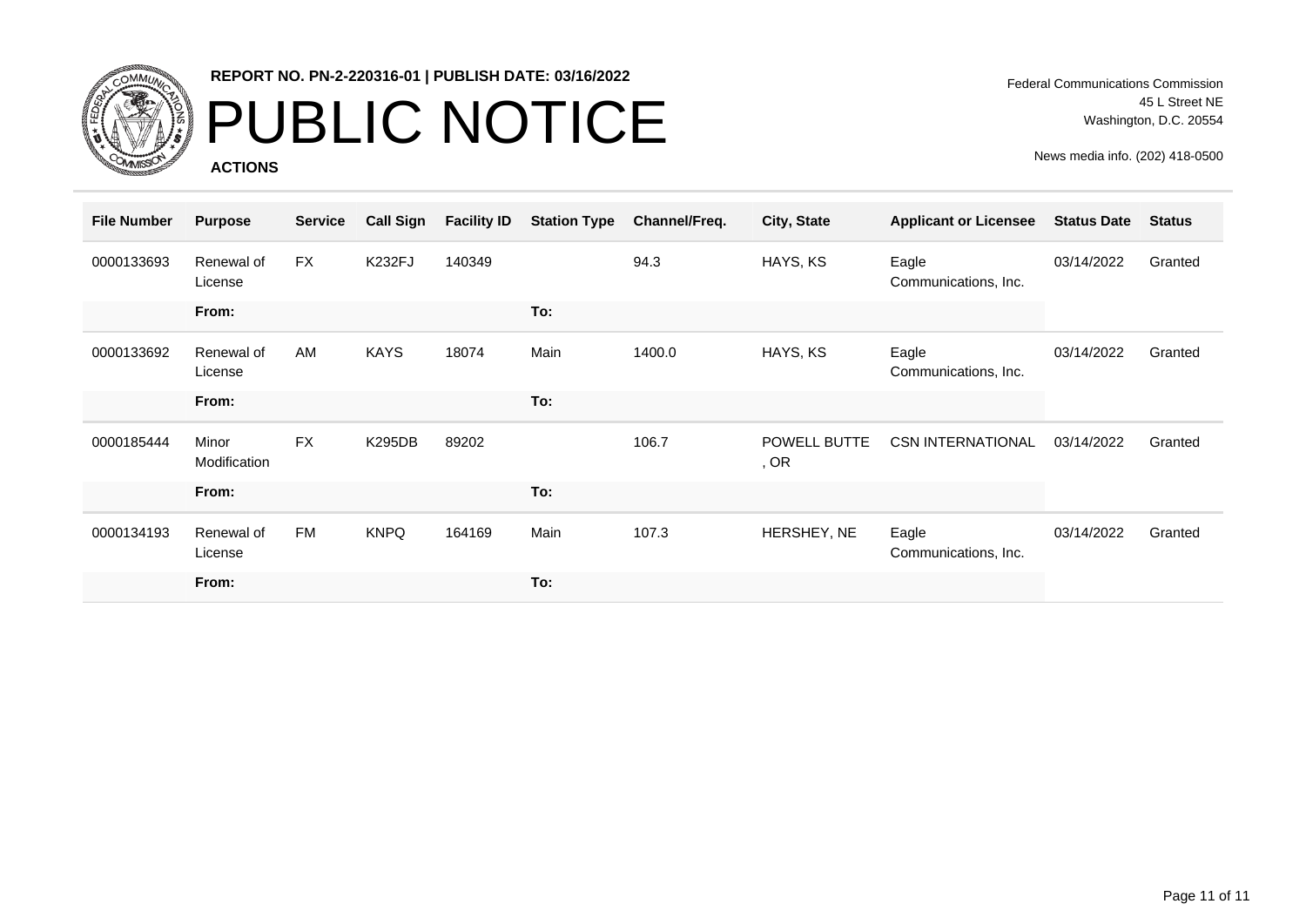REPORT NO. PN-2-220316-01 | PUBLISH DATE: 03/16/2022

# PUBLIC NOTICE

**ACTIONS**

Federal Communications Commission
45 L Street NE
Washington, D.C. 20554

News media info. (202) 418-0500

| File Number | Purpose | Service | Call Sign | Facility ID | Station Type | Channel/Freq. | City, State | Applicant or Licensee | Status Date | Status |
|---|---|---|---|---|---|---|---|---|---|---|
| 0000133693 | Renewal of License | FX | K232FJ | 140349 | | 94.3 | HAYS, KS | Eagle Communications, Inc. | 03/14/2022 | Granted |
| | **From:** | | | | **To:** | | | | | |
| 0000133692 | Renewal of License | AM | KAYS | 18074 | Main | 1400.0 | HAYS, KS | Eagle Communications, Inc. | 03/14/2022 | Granted |
| | **From:** | | | | **To:** | | | | | |
| 0000185444 | Minor Modification | FX | K295DB | 89202 | | 106.7 | POWELL BUTTE , OR | CSN INTERNATIONAL | 03/14/2022 | Granted |
| | **From:** | | | | **To:** | | | | | |
| 0000134193 | Renewal of License | FM | KNPQ | 164169 | Main | 107.3 | HERSHEY, NE | Eagle Communications, Inc. | 03/14/2022 | Granted |
| | **From:** | | | | **To:** | | | | | |